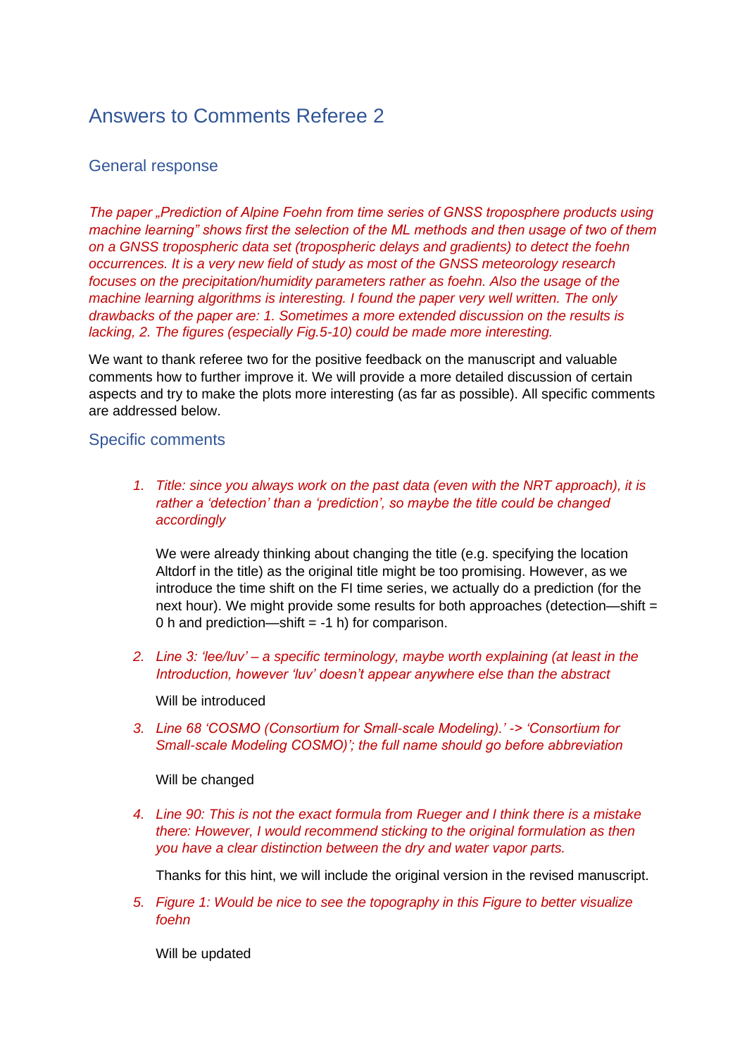# Answers to Comments Referee 2

## General response

*The paper „Prediction of Alpine Foehn from time series of GNSS troposphere products using machine learning" shows first the selection of the ML methods and then usage of two of them on a GNSS tropospheric data set (tropospheric delays and gradients) to detect the foehn occurrences. It is a very new field of study as most of the GNSS meteorology research focuses on the precipitation/humidity parameters rather as foehn. Also the usage of the machine learning algorithms is interesting. I found the paper very well written. The only drawbacks of the paper are: 1. Sometimes a more extended discussion on the results is lacking, 2. The figures (especially Fig.5-10) could be made more interesting.*

We want to thank referee two for the positive feedback on the manuscript and valuable comments how to further improve it. We will provide a more detailed discussion of certain aspects and try to make the plots more interesting (as far as possible). All specific comments are addressed below.

## Specific comments

1. *Title: since you always work on the past data (even with the NRT approach), it is rather a 'detection' than a 'prediction', so maybe the title could be changed accordingly*

   We were already thinking about changing the title (e.g. specifying the location Altdorf in the title) as the original title might be too promising. However, as we introduce the time shift on the FI time series, we actually do a prediction (for the next hour). We might provide some results for both approaches (detection—shift = 0 h and prediction—shift = -1 h) for comparison.

2. *Line 3: 'lee/luv' – a specific terminology, maybe worth explaining (at least in the Introduction, however 'luv' doesn't appear anywhere else than the abstract*

   Will be introduced

3. *Line 68 'COSMO (Consortium for Small-scale Modeling).' -> 'Consortium for Small-scale Modeling COSMO)'; the full name should go before abbreviation*

   Will be changed

4. *Line 90: This is not the exact formula from Rueger and I think there is a mistake there: However, I would recommend sticking to the original formulation as then you have a clear distinction between the dry and water vapor parts.*

   Thanks for this hint, we will include the original version in the revised manuscript.

5. *Figure 1: Would be nice to see the topography in this Figure to better visualize foehn*

   Will be updated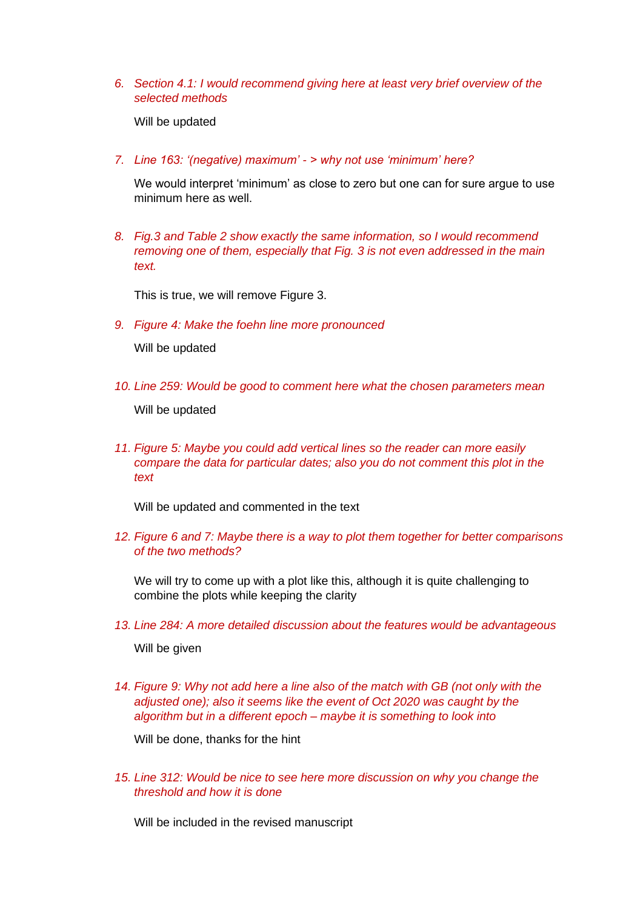6. *Section 4.1: I would recommend giving here at least very brief overview of the selected methods*

   Will be updated

7. *Line 163: '(negative) maximum' - > why not use 'minimum' here?*

   We would interpret 'minimum' as close to zero but one can for sure argue to use minimum here as well.

8. *Fig.3 and Table 2 show exactly the same information, so I would recommend removing one of them, especially that Fig. 3 is not even addressed in the main text.*

   This is true, we will remove Figure 3.

9. *Figure 4: Make the foehn line more pronounced*

   Will be updated

10. *Line 259: Would be good to comment here what the chosen parameters mean*

    Will be updated

11. *Figure 5: Maybe you could add vertical lines so the reader can more easily compare the data for particular dates; also you do not comment this plot in the text*

    Will be updated and commented in the text

12. *Figure 6 and 7: Maybe there is a way to plot them together for better comparisons of the two methods?*

    We will try to come up with a plot like this, although it is quite challenging to combine the plots while keeping the clarity

13. *Line 284: A more detailed discussion about the features would be advantageous*

    Will be given

14. *Figure 9: Why not add here a line also of the match with GB (not only with the adjusted one); also it seems like the event of Oct 2020 was caught by the algorithm but in a different epoch – maybe it is something to look into*

    Will be done, thanks for the hint

15. *Line 312: Would be nice to see here more discussion on why you change the threshold and how it is done*

    Will be included in the revised manuscript